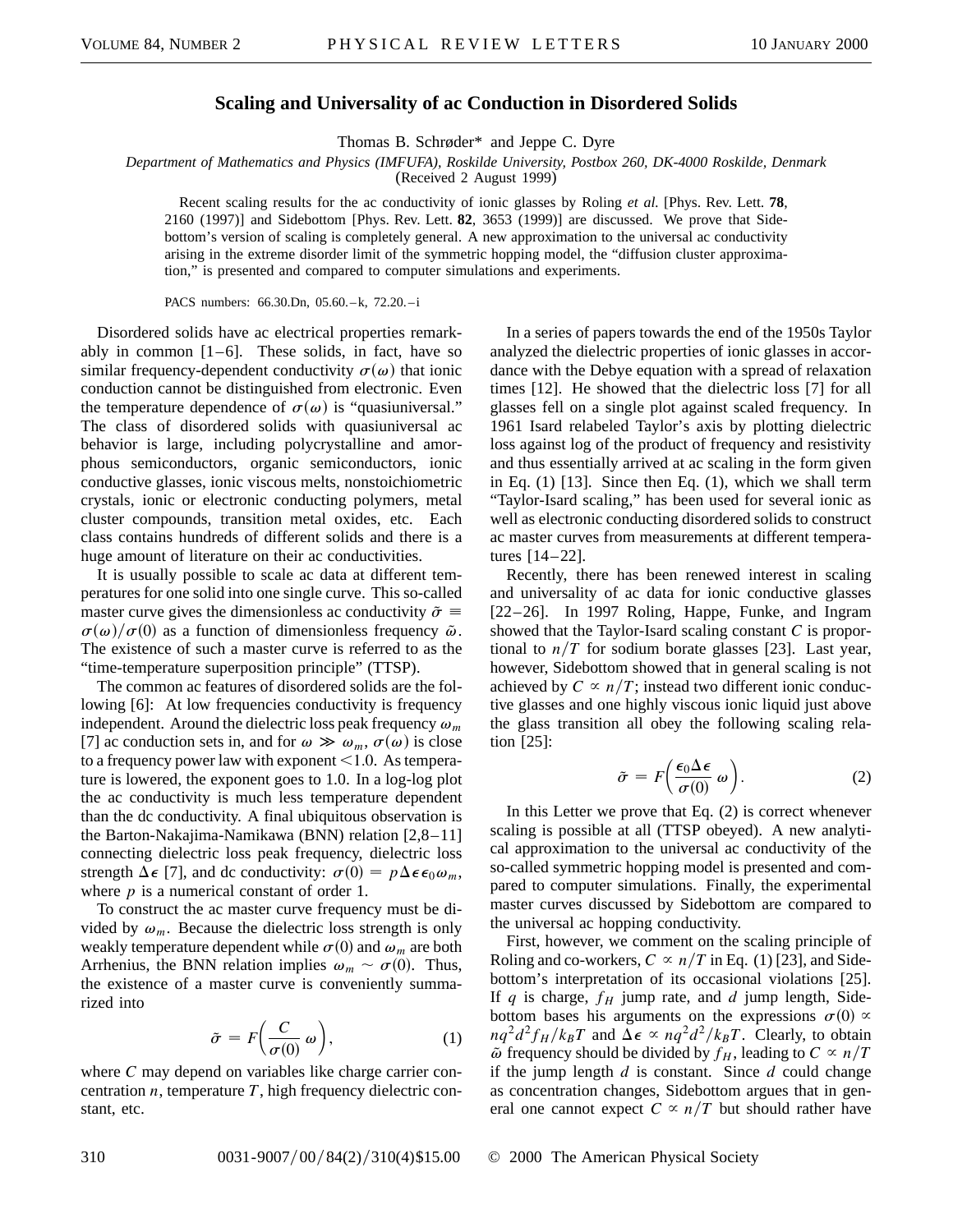# Scaling and Universality of ac Conduction in Disordered Solids

Thomas B. Schrøder* and Jeppe C. Dyre

*Department of Mathematics and Physics (IMFUFA), Roskilde University, Postbox 260, DK-4000 Roskilde, Denmark*
(Received 2 August 1999)

Recent scaling results for the ac conductivity of ionic glasses by Roling *et al.* [Phys. Rev. Lett. **78**, 2160 (1997)] and Sidebottom [Phys. Rev. Lett. **82**, 3653 (1999)] are discussed. We prove that Sidebottom's version of scaling is completely general. A new approximation to the universal ac conductivity arising in the extreme disorder limit of the symmetric hopping model, the "diffusion cluster approximation," is presented and compared to computer simulations and experiments.

PACS numbers: 66.30.Dn, 05.60.–k, 72.20.–i

Disordered solids have ac electrical properties remarkably in common [1–6]. These solids, in fact, have so similar frequency-dependent conductivity $\sigma(\omega)$ that ionic conduction cannot be distinguished from electronic. Even the temperature dependence of $\sigma(\omega)$ is "quasiuniversal." The class of disordered solids with quasiuniversal ac behavior is large, including polycrystalline and amorphous semiconductors, organic semiconductors, ionic conductive glasses, ionic viscous melts, nonstoichiometric crystals, ionic or electronic conducting polymers, metal cluster compounds, transition metal oxides, etc. Each class contains hundreds of different solids and there is a huge amount of literature on their ac conductivities.

It is usually possible to scale ac data at different temperatures for one solid into one single curve. This so-called master curve gives the dimensionless ac conductivity $\tilde{\sigma} \equiv \sigma(\omega)/\sigma(0)$ as a function of dimensionless frequency $\tilde{\omega}$. The existence of such a master curve is referred to as the "time-temperature superposition principle" (TTSP).

The common ac features of disordered solids are the following [6]: At low frequencies conductivity is frequency independent. Around the dielectric loss peak frequency $\omega_m$ [7] ac conduction sets in, and for $\omega \gg \omega_m$, $\sigma(\omega)$ is close to a frequency power law with exponent $<1.0$. As temperature is lowered, the exponent goes to 1.0. In a log-log plot the ac conductivity is much less temperature dependent than the dc conductivity. A final ubiquitous observation is the Barton-Nakajima-Namikawa (BNN) relation [2,8–11] connecting dielectric loss peak frequency, dielectric loss strength $\Delta\epsilon$ [7], and dc conductivity: $\sigma(0) = p\Delta\epsilon\epsilon_0\omega_m$, where $p$ is a numerical constant of order 1.

To construct the ac master curve frequency must be divided by $\omega_m$. Because the dielectric loss strength is only weakly temperature dependent while $\sigma(0)$ and $\omega_m$ are both Arrhenius, the BNN relation implies $\omega_m \sim \sigma(0)$. Thus, the existence of a master curve is conveniently summarized into

$$\tilde{\sigma} = F\left(\frac{C}{\sigma(0)}\,\omega\right), \tag{1}$$

where $C$ may depend on variables like charge carrier concentration $n$, temperature $T$, high frequency dielectric constant, etc.

In a series of papers towards the end of the 1950s Taylor analyzed the dielectric properties of ionic glasses in accordance with the Debye equation with a spread of relaxation times [12]. He showed that the dielectric loss [7] for all glasses fell on a single plot against scaled frequency. In 1961 Isard relabeled Taylor's axis by plotting dielectric loss against log of the product of frequency and resistivity and thus essentially arrived at ac scaling in the form given in Eq. (1) [13]. Since then Eq. (1), which we shall term "Taylor-Isard scaling," has been used for several ionic as well as electronic conducting disordered solids to construct ac master curves from measurements at different temperatures [14–22].

Recently, there has been renewed interest in scaling and universality of ac data for ionic conductive glasses [22–26]. In 1997 Roling, Happe, Funke, and Ingram showed that the Taylor-Isard scaling constant $C$ is proportional to $n/T$ for sodium borate glasses [23]. Last year, however, Sidebottom showed that in general scaling is not achieved by $C \propto n/T$; instead two different ionic conductive glasses and one highly viscous ionic liquid just above the glass transition all obey the following scaling relation [25]:

$$\tilde{\sigma} = F\left(\frac{\epsilon_0\Delta\epsilon}{\sigma(0)}\,\omega\right). \tag{2}$$

In this Letter we prove that Eq. (2) is correct whenever scaling is possible at all (TTSP obeyed). A new analytical approximation to the universal ac conductivity of the so-called symmetric hopping model is presented and compared to computer simulations. Finally, the experimental master curves discussed by Sidebottom are compared to the universal ac hopping conductivity.

First, however, we comment on the scaling principle of Roling and co-workers, $C \propto n/T$ in Eq. (1) [23], and Sidebottom's interpretation of its occasional violations [25]. If $q$ is charge, $f_H$ jump rate, and $d$ jump length, Sidebottom bases his arguments on the expressions $\sigma(0) \propto nq^2d^2f_H/k_BT$ and $\Delta\epsilon \propto nq^2d^2/k_BT$. Clearly, to obtain $\tilde{\omega}$ frequency should be divided by $f_H$, leading to $C \propto n/T$ if the jump length $d$ is constant. Since $d$ could change as concentration changes, Sidebottom argues that in general one cannot expect $C \propto n/T$ but should rather have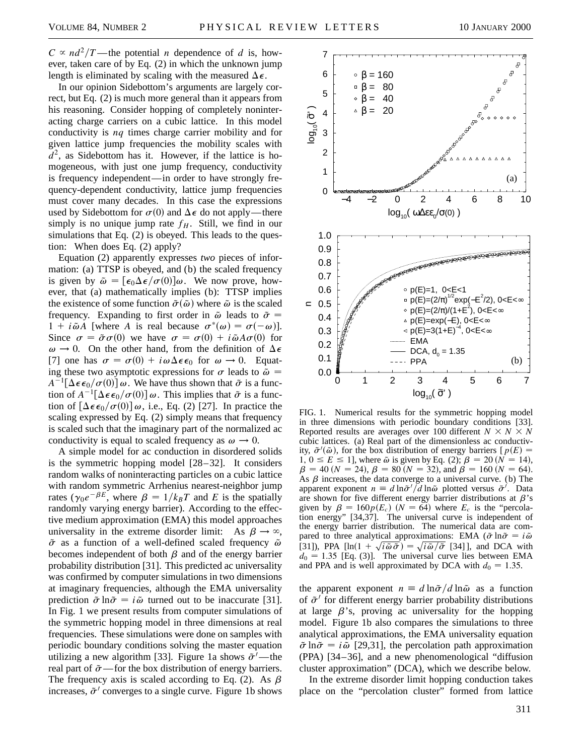$C \propto nd^2/T$—the potential $n$ dependence of $d$ is, however, taken care of by Eq. (2) in which the unknown jump length is eliminated by scaling with the measured $\Delta\epsilon$.

In our opinion Sidebottom's arguments are largely correct, but Eq. (2) is much more general than it appears from his reasoning. Consider hopping of completely noninteracting charge carriers on a cubic lattice. In this model conductivity is $nq$ times charge carrier mobility and for given lattice jump frequencies the mobility scales with $d^2$, as Sidebottom has it. However, if the lattice is homogeneous, with just one jump frequency, conductivity is frequency independent—in order to have strongly frequency-dependent conductivity, lattice jump frequencies must cover many decades. In this case the expressions used by Sidebottom for $\sigma(0)$ and $\Delta\epsilon$ do not apply—there simply is no unique jump rate $f_H$. Still, we find in our simulations that Eq. (2) is obeyed. This leads to the question: When does Eq. (2) apply?

Equation (2) apparently expresses *two* pieces of information: (a) TTSP is obeyed, and (b) the scaled frequency is given by $\tilde{\omega} = [\epsilon_0 \Delta\epsilon/\sigma(0)]\omega$. We now prove, however, that (a) mathematically implies (b): TTSP implies the existence of some function $\tilde{\sigma}(\tilde{\omega})$ where $\tilde{\omega}$ is the scaled frequency. Expanding to first order in $\tilde{\omega}$ leads to $\tilde{\sigma} = 1 + i\tilde{\omega}A$ [where $A$ is real because $\sigma^*(\omega) = \sigma(-\omega)$]. Since $\sigma = \tilde{\sigma}\sigma(0)$ we have $\sigma = \sigma(0) + i\tilde{\omega}A\sigma(0)$ for $\omega \to 0$. On the other hand, from the definition of $\Delta\epsilon$ [7] one has $\sigma = \sigma(0) + i\omega\Delta\epsilon\epsilon_0$ for $\omega \to 0$. Equating these two asymptotic expressions for $\sigma$ leads to $\tilde{\omega} = A^{-1}[\Delta\epsilon\epsilon_0/\sigma(0)]\omega$. We have thus shown that $\tilde{\sigma}$ is a function of $A^{-1}[\Delta\epsilon\epsilon_0/\sigma(0)]\omega$. This implies that $\tilde{\sigma}$ is a function of $[\Delta\epsilon\epsilon_0/\sigma(0)]\omega$, i.e., Eq. (2) [27]. In practice the scaling expressed by Eq. (2) simply means that frequency is scaled such that the imaginary part of the normalized ac conductivity is equal to scaled frequency as $\omega \to 0$.

A simple model for ac conduction in disordered solids is the symmetric hopping model [28–32]. It considers random walks of noninteracting particles on a cubic lattice with random symmetric Arrhenius nearest-neighbor jump rates ($\gamma_0 e^{-\beta E}$, where $\beta = 1/k_B T$ and $E$ is the spatially randomly varying energy barrier). According to the effective medium approximation (EMA) this model approaches universality in the extreme disorder limit: As $\beta \to \infty$, $\tilde{\sigma}$ as a function of a well-defined scaled frequency $\tilde{\omega}$ becomes independent of both $\beta$ and of the energy barrier probability distribution [31]. This predicted ac universality was confirmed by computer simulations in two dimensions at imaginary frequencies, although the EMA universality prediction $\tilde{\sigma}\ln\tilde{\sigma} = i\tilde{\omega}$ turned out to be inaccurate [31]. In Fig. 1 we present results from computer simulations of the symmetric hopping model in three dimensions at real frequencies. These simulations were done on samples with periodic boundary conditions solving the master equation utilizing a new algorithm [33]. Figure 1a shows $\tilde{\sigma}'$—the real part of $\tilde{\sigma}$—for the box distribution of energy barriers. The frequency axis is scaled according to Eq. (2). As $\beta$ increases, $\tilde{\sigma}'$ converges to a single curve. Figure 1b shows the apparent exponent $n \equiv d\ln\tilde{\sigma}/d\ln\tilde{\omega}$ as a function of $\tilde{\sigma}'$ for different energy barrier probability distributions at large $\beta$'s, proving ac universality for the hopping model. Figure 1b also compares the simulations to three analytical approximations, the EMA universality equation $\tilde{\sigma}\ln\tilde{\sigma} = i\tilde{\omega}$ [29,31], the percolation path approximation (PPA) [34–36], and a new phenomenological "diffusion cluster approximation" (DCA), which we describe below.

FIG. 1. Numerical results for the symmetric hopping model in three dimensions with periodic boundary conditions [33]. Reported results are averages over 100 different $N \times N \times N$ cubic lattices. (a) Real part of the dimensionless ac conductivity, $\tilde{\sigma}'(\tilde{\omega})$, for the box distribution of energy barriers [$p(E) = 1$, $0 \le E \le 1$], where $\tilde{\omega}$ is given by Eq. (2); $\beta = 20$ ($N = 14$), $\beta = 40$ ($N = 24$), $\beta = 80$ ($N = 32$), and $\beta = 160$ ($N = 64$). As $\beta$ increases, the data converge to a universal curve. (b) The apparent exponent $n \equiv d\ln\tilde{\sigma}'/d\ln\tilde{\omega}$ plotted versus $\tilde{\sigma}'$. Data are shown for five different energy barrier distributions at $\beta$'s given by $\beta = 160p(E_c)$ ($N = 64$) where $E_c$ is the "percolation energy" [34,37]. The universal curve is independent of the energy barrier distribution. The numerical data are compared to three analytical approximations: EMA ($\tilde{\sigma}\ln\tilde{\sigma} = i\tilde{\omega}$ [31]), PPA [$\ln(1 + \sqrt{i\tilde{\omega}\tilde{\sigma}}) = \sqrt{i\tilde{\omega}/\tilde{\sigma}}$ [34]], and DCA with $d_0 = 1.35$ [Eq. (3)]. The universal curve lies between EMA and PPA and is well approximated by DCA with $d_0 = 1.35$.

In the extreme disorder limit hopping conduction takes place on the "percolation cluster" formed from lattice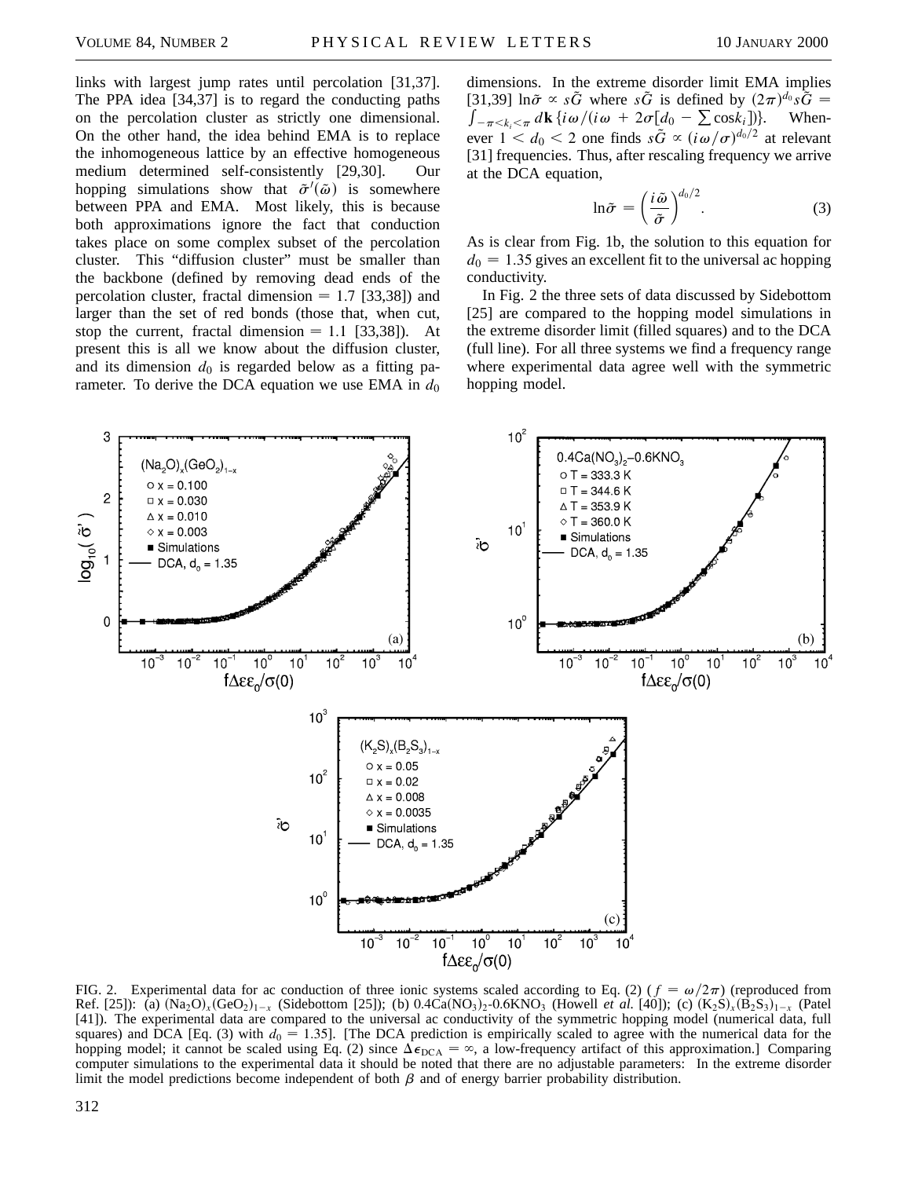links with largest jump rates until percolation [31,37]. The PPA idea [34,37] is to regard the conducting paths on the percolation cluster as strictly one dimensional. On the other hand, the idea behind EMA is to replace the inhomogeneous lattice by an effective homogeneous medium determined self-consistently [29,30]. Our hopping simulations show that $\tilde{\sigma}'(\tilde{\omega})$ is somewhere between PPA and EMA. Most likely, this is because both approximations ignore the fact that conduction takes place on some complex subset of the percolation cluster. This "diffusion cluster" must be smaller than the backbone (defined by removing dead ends of the percolation cluster, fractal dimension = 1.7 [33,38]) and larger than the set of red bonds (those that, when cut, stop the current, fractal dimension = 1.1 [33,38]). At present this is all we know about the diffusion cluster, and its dimension $d_0$ is regarded below as a fitting parameter. To derive the DCA equation we use EMA in $d_0$ dimensions. In the extreme disorder limit EMA implies [31,39] $\ln\tilde{\sigma} \propto s\tilde{G}$ where $s\tilde{G}$ is defined by $(2\pi)^{d_0} s\tilde{G} = \int_{-\pi<k_i<\pi} d\mathbf{k}\, \{i\omega/(i\omega + 2\sigma[d_0 - \sum \cos k_i])\}$. Whenever $1 < d_0 < 2$ one finds $s\tilde{G} \propto (i\omega/\sigma)^{d_0/2}$ at relevant [31] frequencies. Thus, after rescaling frequency we arrive at the DCA equation,

$$\ln\tilde{\sigma} = \left(\frac{i\tilde{\omega}}{\tilde{\sigma}}\right)^{d_0/2}. \qquad (3)$$

As is clear from Fig. 1b, the solution to this equation for $d_0 = 1.35$ gives an excellent fit to the universal ac hopping conductivity.

In Fig. 2 the three sets of data discussed by Sidebottom [25] are compared to the hopping model simulations in the extreme disorder limit (filled squares) and to the DCA (full line). For all three systems we find a frequency range where experimental data agree well with the symmetric hopping model.

FIG. 2. Experimental data for ac conduction of three ionic systems scaled according to Eq. (2) ($f = \omega/2\pi$) (reproduced from Ref. [25]): (a) $(Na_2O)_x(GeO_2)_{1-x}$ (Sidebottom [25]); (b) $0.4Ca(NO_3)_2$-$0.6KNO_3$ (Howell *et al.* [40]); (c) $(K_2S)_x(B_2S_3)_{1-x}$ (Patel [41]). The experimental data are compared to the universal ac conductivity of the symmetric hopping model (numerical data, full squares) and DCA [Eq. (3) with $d_0 = 1.35$]. [The DCA prediction is empirically scaled to agree with the numerical data for the hopping model; it cannot be scaled using Eq. (2) since $\Delta\epsilon_{DCA} = \infty$, a low-frequency artifact of this approximation.] Comparing computer simulations to the experimental data it should be noted that there are no adjustable parameters: In the extreme disorder limit the model predictions become independent of both $\beta$ and of energy barrier probability distribution.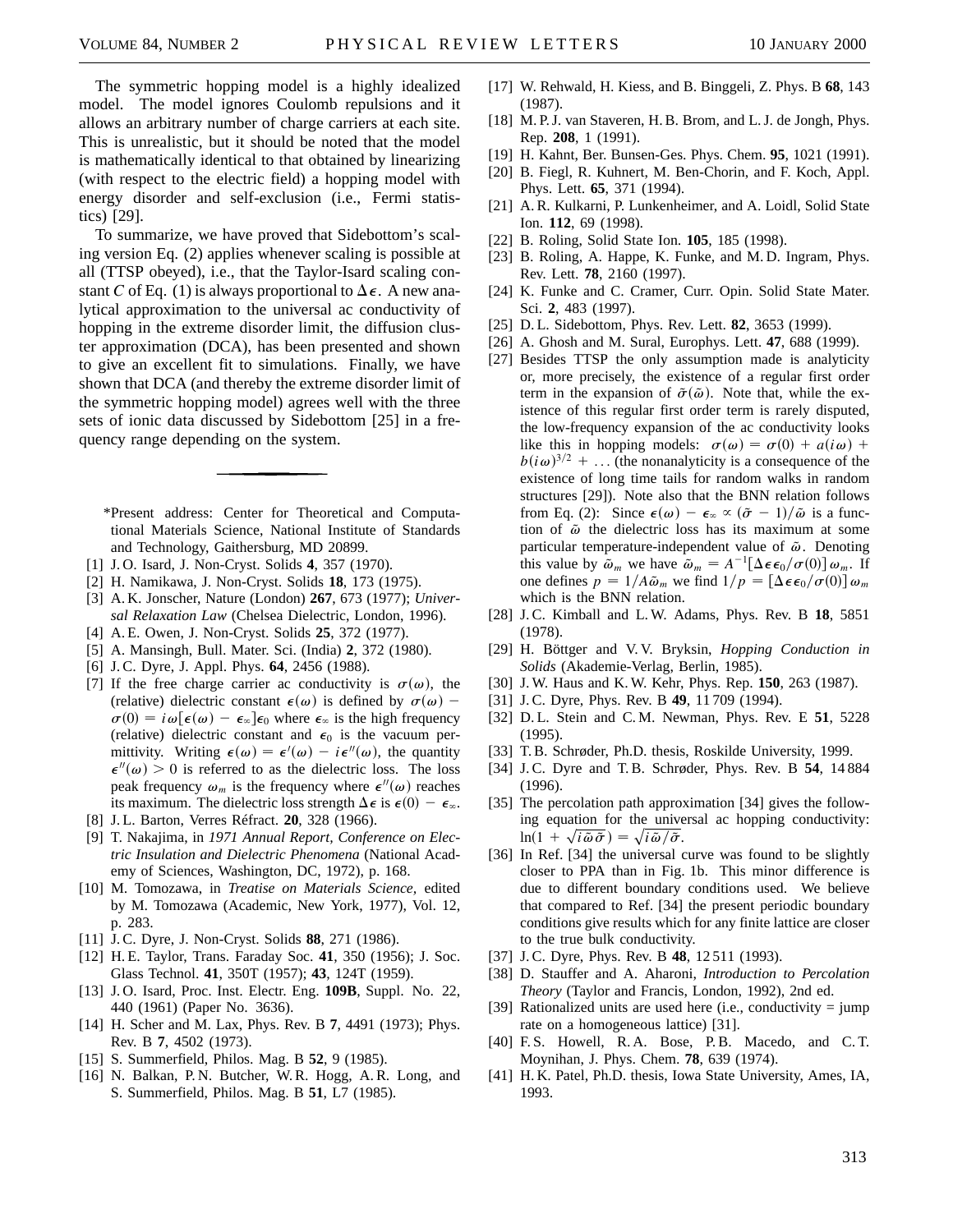The symmetric hopping model is a highly idealized model. The model ignores Coulomb repulsions and it allows an arbitrary number of charge carriers at each site. This is unrealistic, but it should be noted that the model is mathematically identical to that obtained by linearizing (with respect to the electric field) a hopping model with energy disorder and self-exclusion (i.e., Fermi statistics) [29].

To summarize, we have proved that Sidebottom's scaling version Eq. (2) applies whenever scaling is possible at all (TTSP obeyed), i.e., that the Taylor-Isard scaling constant $C$ of Eq. (1) is always proportional to $\Delta\epsilon$. A new analytical approximation to the universal ac conductivity of hopping in the extreme disorder limit, the diffusion cluster approximation (DCA), has been presented and shown to give an excellent fit to simulations. Finally, we have shown that DCA (and thereby the extreme disorder limit of the symmetric hopping model) agrees well with the three sets of ionic data discussed by Sidebottom [25] in a frequency range depending on the system.

---

*Present address: Center for Theoretical and Computational Materials Science, National Institute of Standards and Technology, Gaithersburg, MD 20899.

[1] J. O. Isard, J. Non-Cryst. Solids **4**, 357 (1970).

[2] H. Namikawa, J. Non-Cryst. Solids **18**, 173 (1975).

[3] A. K. Jonscher, Nature (London) **267**, 673 (1977); *Universal Relaxation Law* (Chelsea Dielectric, London, 1996).

[4] A. E. Owen, J. Non-Cryst. Solids **25**, 372 (1977).

[5] A. Mansingh, Bull. Mater. Sci. (India) **2**, 372 (1980).

[6] J. C. Dyre, J. Appl. Phys. **64**, 2456 (1988).

[7] If the free charge carrier ac conductivity is $\sigma(\omega)$, the (relative) dielectric constant $\epsilon(\omega)$ is defined by $\sigma(\omega) - \sigma(0) = i\omega[\epsilon(\omega) - \epsilon_\infty]\epsilon_0$ where $\epsilon_\infty$ is the high frequency (relative) dielectric constant and $\epsilon_0$ is the vacuum permittivity. Writing $\epsilon(\omega) = \epsilon'(\omega) - i\epsilon''(\omega)$, the quantity $\epsilon''(\omega) > 0$ is referred to as the dielectric loss. The loss peak frequency $\omega_m$ is the frequency where $\epsilon''(\omega)$ reaches its maximum. The dielectric loss strength $\Delta\epsilon$ is $\epsilon(0) - \epsilon_\infty$.

[8] J. L. Barton, Verres Réfract. **20**, 328 (1966).

[9] T. Nakajima, in *1971 Annual Report, Conference on Electric Insulation and Dielectric Phenomena* (National Academy of Sciences, Washington, DC, 1972), p. 168.

[10] M. Tomozawa, in *Treatise on Materials Science*, edited by M. Tomozawa (Academic, New York, 1977), Vol. 12, p. 283.

[11] J. C. Dyre, J. Non-Cryst. Solids **88**, 271 (1986).

[12] H. E. Taylor, Trans. Faraday Soc. **41**, 350 (1956); J. Soc. Glass Technol. **41**, 350T (1957); **43**, 124T (1959).

[13] J. O. Isard, Proc. Inst. Electr. Eng. **109B**, Suppl. No. 22, 440 (1961) (Paper No. 3636).

[14] H. Scher and M. Lax, Phys. Rev. B **7**, 4491 (1973); Phys. Rev. B **7**, 4502 (1973).

[15] S. Summerfield, Philos. Mag. B **52**, 9 (1985).

[16] N. Balkan, P. N. Butcher, W. R. Hogg, A. R. Long, and S. Summerfield, Philos. Mag. B **51**, L7 (1985).

[17] W. Rehwald, H. Kiess, and B. Binggeli, Z. Phys. B **68**, 143 (1987).

[18] M. P. J. van Staveren, H. B. Brom, and L. J. de Jongh, Phys. Rep. **208**, 1 (1991).

[19] H. Kahnt, Ber. Bunsen-Ges. Phys. Chem. **95**, 1021 (1991).

[20] B. Fiegl, R. Kuhnert, M. Ben-Chorin, and F. Koch, Appl. Phys. Lett. **65**, 371 (1994).

[21] A. R. Kulkarni, P. Lunkenheimer, and A. Loidl, Solid State Ion. **112**, 69 (1998).

[22] B. Roling, Solid State Ion. **105**, 185 (1998).

[23] B. Roling, A. Happe, K. Funke, and M. D. Ingram, Phys. Rev. Lett. **78**, 2160 (1997).

[24] K. Funke and C. Cramer, Curr. Opin. Solid State Mater. Sci. **2**, 483 (1997).

[25] D. L. Sidebottom, Phys. Rev. Lett. **82**, 3653 (1999).

[26] A. Ghosh and M. Sural, Europhys. Lett. **47**, 688 (1999).

[27] Besides TTSP the only assumption made is analyticity or, more precisely, the existence of a regular first order term in the expansion of $\tilde{\sigma}(\tilde{\omega})$. Note that, while the existence of this regular first order term is rarely disputed, the low-frequency expansion of the ac conductivity looks like this in hopping models: $\sigma(\omega) = \sigma(0) + a(i\omega) + b(i\omega)^{3/2} + \ldots$ (the nonanalyticity is a consequence of the existence of long time tails for random walks in random structures [29]). Note also that the BNN relation follows from Eq. (2): Since $\epsilon(\omega) - \epsilon_\infty \propto (\tilde{\sigma} - 1)/\tilde{\omega}$ is a function of $\tilde{\omega}$ the dielectric loss has its maximum at some particular temperature-independent value of $\tilde{\omega}$. Denoting this value by $\tilde{\omega}_m$ we have $\tilde{\omega}_m = A^{-1}[\Delta\epsilon\epsilon_0/\sigma(0)]\omega_m$. If one defines $p = 1/A\tilde{\omega}_m$ we find $1/p = [\Delta\epsilon\epsilon_0/\sigma(0)]\omega_m$ which is the BNN relation.

[28] J. C. Kimball and L. W. Adams, Phys. Rev. B **18**, 5851 (1978).

[29] H. Böttger and V. V. Bryksin, *Hopping Conduction in Solids* (Akademie-Verlag, Berlin, 1985).

[30] J. W. Haus and K. W. Kehr, Phys. Rep. **150**, 263 (1987).

[31] J. C. Dyre, Phys. Rev. B **49**, 11 709 (1994).

[32] D. L. Stein and C. M. Newman, Phys. Rev. E **51**, 5228 (1995).

[33] T. B. Schrøder, Ph.D. thesis, Roskilde University, 1999.

[34] J. C. Dyre and T. B. Schrøder, Phys. Rev. B **54**, 14 884 (1996).

[35] The percolation path approximation [34] gives the following equation for the universal ac hopping conductivity: $\ln(1 + \sqrt{i\tilde{\omega}\tilde{\sigma}}) = \sqrt{i\tilde{\omega}/\tilde{\sigma}}$.

[36] In Ref. [34] the universal curve was found to be slightly closer to PPA than in Fig. 1b. This minor difference is due to different boundary conditions used. We believe that compared to Ref. [34] the present periodic boundary conditions give results which for any finite lattice are closer to the true bulk conductivity.

[37] J. C. Dyre, Phys. Rev. B **48**, 12 511 (1993).

[38] D. Stauffer and A. Aharoni, *Introduction to Percolation Theory* (Taylor and Francis, London, 1992), 2nd ed.

[39] Rationalized units are used here (i.e., conductivity = jump rate on a homogeneous lattice) [31].

[40] F. S. Howell, R. A. Bose, P. B. Macedo, and C. T. Moynihan, J. Phys. Chem. **78**, 639 (1974).

[41] H. K. Patel, Ph.D. thesis, Iowa State University, Ames, IA, 1993.